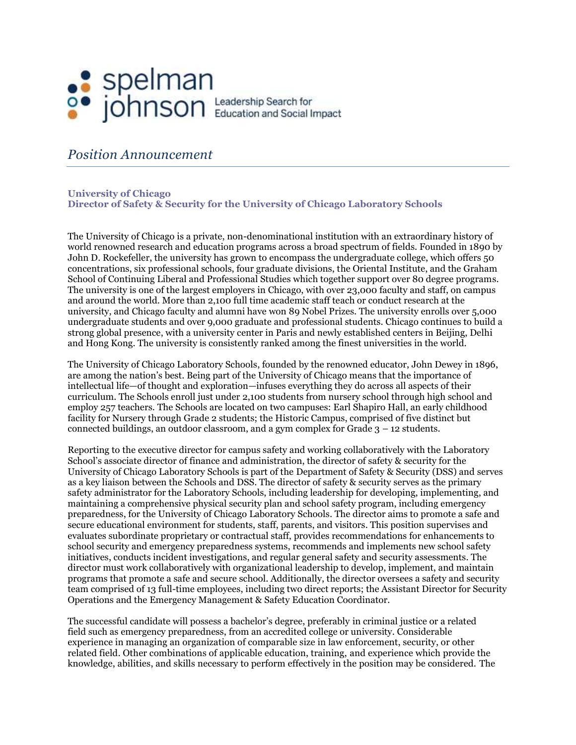spelman johnson

Leadership Search for Education and Social Impact

# *Position Announcement*

**University of Chicago**
**Director of Safety & Security for the University of Chicago Laboratory Schools**

The University of Chicago is a private, non-denominational institution with an extraordinary history of world renowned research and education programs across a broad spectrum of fields. Founded in 1890 by John D. Rockefeller, the university has grown to encompass the undergraduate college, which offers 50 concentrations, six professional schools, four graduate divisions, the Oriental Institute, and the Graham School of Continuing Liberal and Professional Studies which together support over 80 degree programs. The university is one of the largest employers in Chicago, with over 23,000 faculty and staff, on campus and around the world. More than 2,100 full time academic staff teach or conduct research at the university, and Chicago faculty and alumni have won 89 Nobel Prizes. The university enrolls over 5,000 undergraduate students and over 9,000 graduate and professional students. Chicago continues to build a strong global presence, with a university center in Paris and newly established centers in Beijing, Delhi and Hong Kong. The university is consistently ranked among the finest universities in the world.

The University of Chicago Laboratory Schools, founded by the renowned educator, John Dewey in 1896, are among the nation's best. Being part of the University of Chicago means that the importance of intellectual life—of thought and exploration—infuses everything they do across all aspects of their curriculum. The Schools enroll just under 2,100 students from nursery school through high school and employ 257 teachers. The Schools are located on two campuses: Earl Shapiro Hall, an early childhood facility for Nursery through Grade 2 students; the Historic Campus, comprised of five distinct but connected buildings, an outdoor classroom, and a gym complex for Grade 3 – 12 students.

Reporting to the executive director for campus safety and working collaboratively with the Laboratory School's associate director of finance and administration, the director of safety & security for the University of Chicago Laboratory Schools is part of the Department of Safety & Security (DSS) and serves as a key liaison between the Schools and DSS. The director of safety & security serves as the primary safety administrator for the Laboratory Schools, including leadership for developing, implementing, and maintaining a comprehensive physical security plan and school safety program, including emergency preparedness, for the University of Chicago Laboratory Schools. The director aims to promote a safe and secure educational environment for students, staff, parents, and visitors. This position supervises and evaluates subordinate proprietary or contractual staff, provides recommendations for enhancements to school security and emergency preparedness systems, recommends and implements new school safety initiatives, conducts incident investigations, and regular general safety and security assessments. The director must work collaboratively with organizational leadership to develop, implement, and maintain programs that promote a safe and secure school. Additionally, the director oversees a safety and security team comprised of 13 full-time employees, including two direct reports; the Assistant Director for Security Operations and the Emergency Management & Safety Education Coordinator.

The successful candidate will possess a bachelor's degree, preferably in criminal justice or a related field such as emergency preparedness, from an accredited college or university. Considerable experience in managing an organization of comparable size in law enforcement, security, or other related field. Other combinations of applicable education, training, and experience which provide the knowledge, abilities, and skills necessary to perform effectively in the position may be considered. The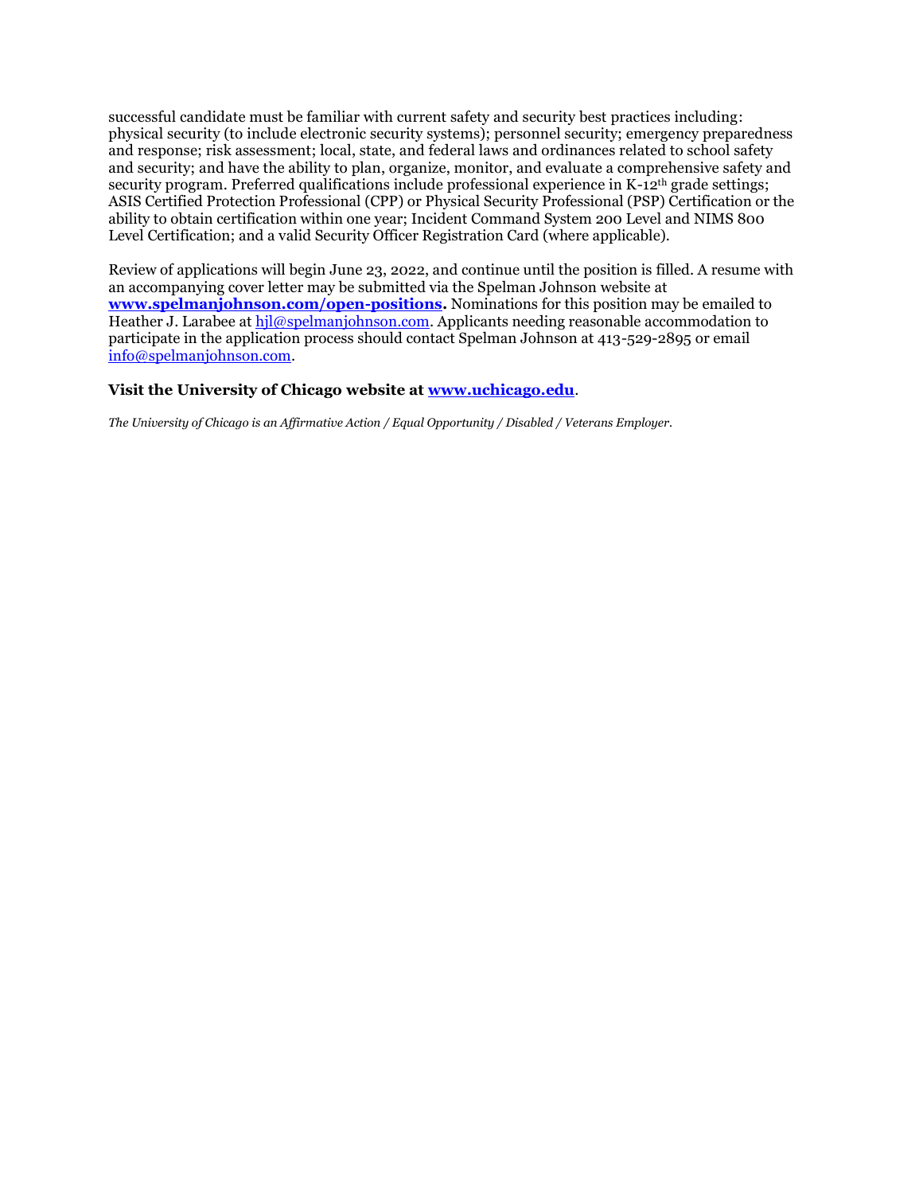successful candidate must be familiar with current safety and security best practices including: physical security (to include electronic security systems); personnel security; emergency preparedness and response; risk assessment; local, state, and federal laws and ordinances related to school safety and security; and have the ability to plan, organize, monitor, and evaluate a comprehensive safety and security program. Preferred qualifications include professional experience in K-12th grade settings; ASIS Certified Protection Professional (CPP) or Physical Security Professional (PSP) Certification or the ability to obtain certification within one year; Incident Command System 200 Level and NIMS 800 Level Certification; and a valid Security Officer Registration Card (where applicable).

Review of applications will begin June 23, 2022, and continue until the position is filled. A resume with an accompanying cover letter may be submitted via the Spelman Johnson website at **www.spelmanjohnson.com/open-positions.** Nominations for this position may be emailed to Heather J. Larabee at hjl@spelmanjohnson.com. Applicants needing reasonable accommodation to participate in the application process should contact Spelman Johnson at 413-529-2895 or email info@spelmanjohnson.com.

**Visit the University of Chicago website at www.uchicago.edu**.

*The University of Chicago is an Affirmative Action / Equal Opportunity / Disabled / Veterans Employer.*